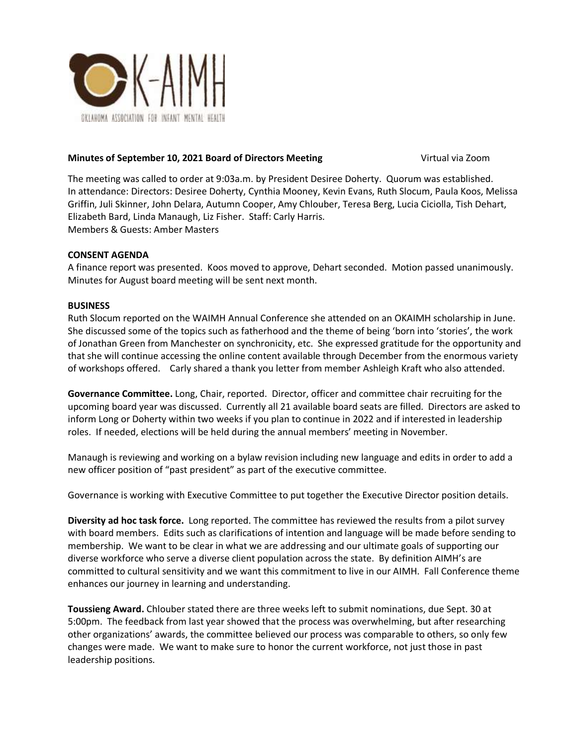OKLAHOMA ASSOCIATION FOR INFANT MENTAL HEALTH

**Minutes of September 10, 2021 Board of Directors Meeting** Virtual via Zoom

The meeting was called to order at 9:03a.m. by President Desiree Doherty. Quorum was established.
In attendance: Directors: Desiree Doherty, Cynthia Mooney, Kevin Evans, Ruth Slocum, Paula Koos, Melissa Griffin, Juli Skinner, John Delara, Autumn Cooper, Amy Chlouber, Teresa Berg, Lucia Ciciolla, Tish Dehart, Elizabeth Bard, Linda Manaugh, Liz Fisher. Staff: Carly Harris.
Members & Guests: Amber Masters

**CONSENT AGENDA**

A finance report was presented. Koos moved to approve, Dehart seconded. Motion passed unanimously.
Minutes for August board meeting will be sent next month.

**BUSINESS**

Ruth Slocum reported on the WAIMH Annual Conference she attended on an OKAIMH scholarship in June. She discussed some of the topics such as fatherhood and the theme of being 'born into 'stories', the work of Jonathan Green from Manchester on synchronicity, etc. She expressed gratitude for the opportunity and that she will continue accessing the online content available through December from the enormous variety of workshops offered. Carly shared a thank you letter from member Ashleigh Kraft who also attended.

**Governance Committee.** Long, Chair, reported. Director, officer and committee chair recruiting for the upcoming board year was discussed. Currently all 21 available board seats are filled. Directors are asked to inform Long or Doherty within two weeks if you plan to continue in 2022 and if interested in leadership roles. If needed, elections will be held during the annual members' meeting in November.

Manaugh is reviewing and working on a bylaw revision including new language and edits in order to add a new officer position of "past president" as part of the executive committee.

Governance is working with Executive Committee to put together the Executive Director position details.

**Diversity ad hoc task force.** Long reported. The committee has reviewed the results from a pilot survey with board members. Edits such as clarifications of intention and language will be made before sending to membership. We want to be clear in what we are addressing and our ultimate goals of supporting our diverse workforce who serve a diverse client population across the state. By definition AIMH's are committed to cultural sensitivity and we want this commitment to live in our AIMH. Fall Conference theme enhances our journey in learning and understanding.

**Toussieng Award.** Chlouber stated there are three weeks left to submit nominations, due Sept. 30 at 5:00pm. The feedback from last year showed that the process was overwhelming, but after researching other organizations' awards, the committee believed our process was comparable to others, so only few changes were made. We want to make sure to honor the current workforce, not just those in past leadership positions.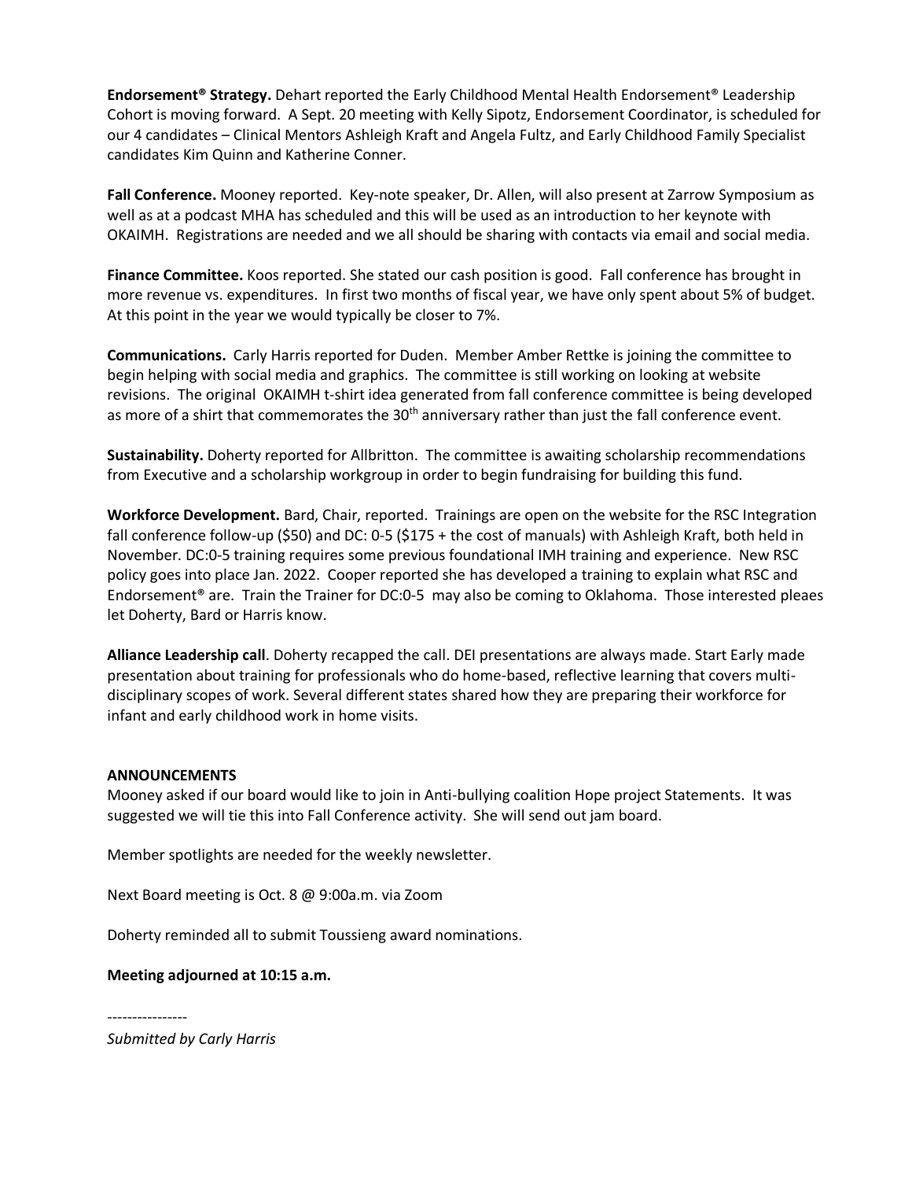**Endorsement® Strategy.** Dehart reported the Early Childhood Mental Health Endorsement® Leadership Cohort is moving forward. A Sept. 20 meeting with Kelly Sipotz, Endorsement Coordinator, is scheduled for our 4 candidates – Clinical Mentors Ashleigh Kraft and Angela Fultz, and Early Childhood Family Specialist candidates Kim Quinn and Katherine Conner.

**Fall Conference.** Mooney reported. Key-note speaker, Dr. Allen, will also present at Zarrow Symposium as well as at a podcast MHA has scheduled and this will be used as an introduction to her keynote with OKAIMH. Registrations are needed and we all should be sharing with contacts via email and social media.

**Finance Committee.** Koos reported. She stated our cash position is good. Fall conference has brought in more revenue vs. expenditures. In first two months of fiscal year, we have only spent about 5% of budget. At this point in the year we would typically be closer to 7%.

**Communications.** Carly Harris reported for Duden. Member Amber Rettke is joining the committee to begin helping with social media and graphics. The committee is still working on looking at website revisions. The original OKAIMH t-shirt idea generated from fall conference committee is being developed as more of a shirt that commemorates the 30th anniversary rather than just the fall conference event.

**Sustainability.** Doherty reported for Allbritton. The committee is awaiting scholarship recommendations from Executive and a scholarship workgroup in order to begin fundraising for building this fund.

**Workforce Development.** Bard, Chair, reported. Trainings are open on the website for the RSC Integration fall conference follow-up ($50) and DC: 0-5 ($175 + the cost of manuals) with Ashleigh Kraft, both held in November. DC:0-5 training requires some previous foundational IMH training and experience. New RSC policy goes into place Jan. 2022. Cooper reported she has developed a training to explain what RSC and Endorsement® are. Train the Trainer for DC:0-5 may also be coming to Oklahoma. Those interested pleaes let Doherty, Bard or Harris know.

**Alliance Leadership call**. Doherty recapped the call. DEI presentations are always made. Start Early made presentation about training for professionals who do home-based, reflective learning that covers multi-disciplinary scopes of work. Several different states shared how they are preparing their workforce for infant and early childhood work in home visits.

**ANNOUNCEMENTS**

Mooney asked if our board would like to join in Anti-bullying coalition Hope project Statements. It was suggested we will tie this into Fall Conference activity. She will send out jam board.

Member spotlights are needed for the weekly newsletter.

Next Board meeting is Oct. 8 @ 9:00a.m. via Zoom

Doherty reminded all to submit Toussieng award nominations.

**Meeting adjourned at 10:15 a.m.**

----------------

*Submitted by Carly Harris*